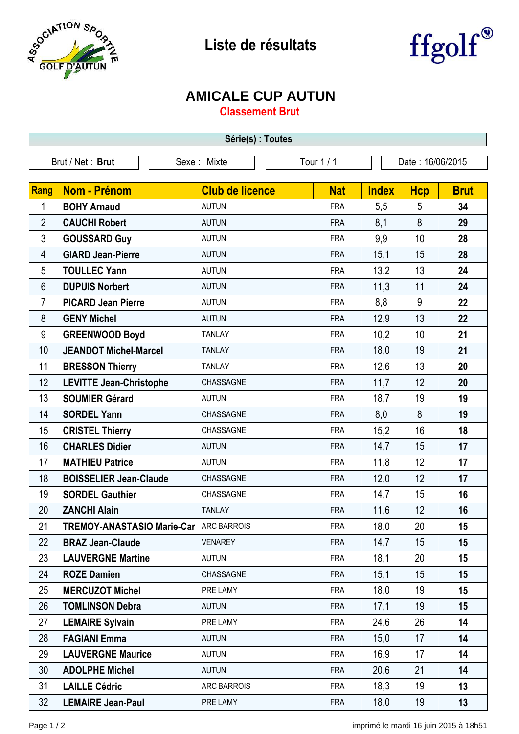# Liste de résultats

## AMICALE CUP AUTUN

### Classement Brut

**Série(s) : Toutes**

| Brut / Net : **Brut** | Sexe : Mixte | Tour 1 / 1 | Date : 16/06/2015 |
|---|---|---|---|

| Rang | Nom - Prénom | Club de licence | Nat | Index | Hcp | Brut |
|---|---|---|---|---|---|---|
| 1 | **BOHY Arnaud** | AUTUN | FRA | 5,5 | 5 | **34** |
| 2 | **CAUCHI Robert** | AUTUN | FRA | 8,1 | 8 | **29** |
| 3 | **GOUSSARD Guy** | AUTUN | FRA | 9,9 | 10 | **28** |
| 4 | **GIARD Jean-Pierre** | AUTUN | FRA | 15,1 | 15 | **28** |
| 5 | **TOULLEC Yann** | AUTUN | FRA | 13,2 | 13 | **24** |
| 6 | **DUPUIS Norbert** | AUTUN | FRA | 11,3 | 11 | **24** |
| 7 | **PICARD Jean Pierre** | AUTUN | FRA | 8,8 | 9 | **22** |
| 8 | **GENY Michel** | AUTUN | FRA | 12,9 | 13 | **22** |
| 9 | **GREENWOOD Boyd** | TANLAY | FRA | 10,2 | 10 | **21** |
| 10 | **JEANDOT Michel-Marcel** | TANLAY | FRA | 18,0 | 19 | **21** |
| 11 | **BRESSON Thierry** | TANLAY | FRA | 12,6 | 13 | **20** |
| 12 | **LEVITTE Jean-Christophe** | CHASSAGNE | FRA | 11,7 | 12 | **20** |
| 13 | **SOUMIER Gérard** | AUTUN | FRA | 18,7 | 19 | **19** |
| 14 | **SORDEL Yann** | CHASSAGNE | FRA | 8,0 | 8 | **19** |
| 15 | **CRISTEL Thierry** | CHASSAGNE | FRA | 15,2 | 16 | **18** |
| 16 | **CHARLES Didier** | AUTUN | FRA | 14,7 | 15 | **17** |
| 17 | **MATHIEU Patrice** | AUTUN | FRA | 11,8 | 12 | **17** |
| 18 | **BOISSELIER Jean-Claude** | CHASSAGNE | FRA | 12,0 | 12 | **17** |
| 19 | **SORDEL Gauthier** | CHASSAGNE | FRA | 14,7 | 15 | **16** |
| 20 | **ZANCHI Alain** | TANLAY | FRA | 11,6 | 12 | **16** |
| 21 | **TREMOY-ANASTASIO Marie-Cari** | ARC BARROIS | FRA | 18,0 | 20 | **15** |
| 22 | **BRAZ Jean-Claude** | VENAREY | FRA | 14,7 | 15 | **15** |
| 23 | **LAUVERGNE Martine** | AUTUN | FRA | 18,1 | 20 | **15** |
| 24 | **ROZE Damien** | CHASSAGNE | FRA | 15,1 | 15 | **15** |
| 25 | **MERCUZOT Michel** | PRE LAMY | FRA | 18,0 | 19 | **15** |
| 26 | **TOMLINSON Debra** | AUTUN | FRA | 17,1 | 19 | **15** |
| 27 | **LEMAIRE Sylvain** | PRE LAMY | FRA | 24,6 | 26 | **14** |
| 28 | **FAGIANI Emma** | AUTUN | FRA | 15,0 | 17 | **14** |
| 29 | **LAUVERGNE Maurice** | AUTUN | FRA | 16,9 | 17 | **14** |
| 30 | **ADOLPHE Michel** | AUTUN | FRA | 20,6 | 21 | **14** |
| 31 | **LAILLE Cédric** | ARC BARROIS | FRA | 18,3 | 19 | **13** |
| 32 | **LEMAIRE Jean-Paul** | PRE LAMY | FRA | 18,0 | 19 | **13** |

imprimé le mardi 16 juin 2015 à 18h51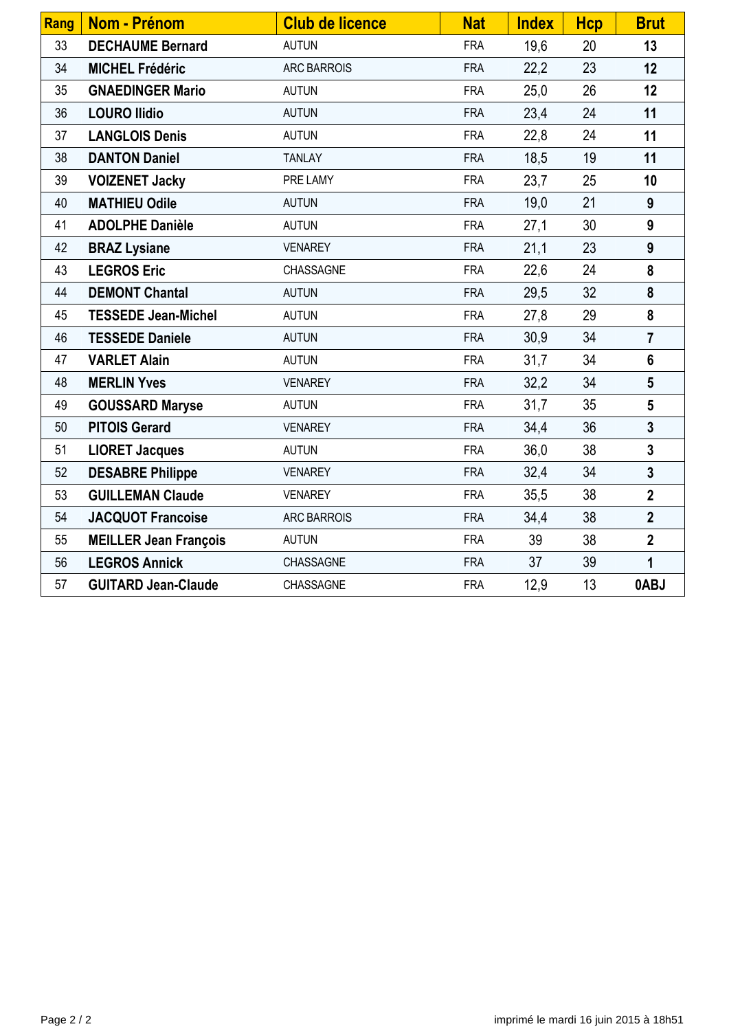| Rang | Nom - Prénom | Club de licence | Nat | Index | Hcp | Brut |
|---|---|---|---|---|---|---|
| 33 | **DECHAUME Bernard** | AUTUN | FRA | 19,6 | 20 | **13** |
| 34 | **MICHEL Frédéric** | ARC BARROIS | FRA | 22,2 | 23 | **12** |
| 35 | **GNAEDINGER Mario** | AUTUN | FRA | 25,0 | 26 | **12** |
| 36 | **LOURO Ilidio** | AUTUN | FRA | 23,4 | 24 | **11** |
| 37 | **LANGLOIS Denis** | AUTUN | FRA | 22,8 | 24 | **11** |
| 38 | **DANTON Daniel** | TANLAY | FRA | 18,5 | 19 | **11** |
| 39 | **VOIZENET Jacky** | PRE LAMY | FRA | 23,7 | 25 | **10** |
| 40 | **MATHIEU Odile** | AUTUN | FRA | 19,0 | 21 | **9** |
| 41 | **ADOLPHE Danièle** | AUTUN | FRA | 27,1 | 30 | **9** |
| 42 | **BRAZ Lysiane** | VENAREY | FRA | 21,1 | 23 | **9** |
| 43 | **LEGROS Eric** | CHASSAGNE | FRA | 22,6 | 24 | **8** |
| 44 | **DEMONT Chantal** | AUTUN | FRA | 29,5 | 32 | **8** |
| 45 | **TESSEDE Jean-Michel** | AUTUN | FRA | 27,8 | 29 | **8** |
| 46 | **TESSEDE Daniele** | AUTUN | FRA | 30,9 | 34 | **7** |
| 47 | **VARLET Alain** | AUTUN | FRA | 31,7 | 34 | **6** |
| 48 | **MERLIN Yves** | VENAREY | FRA | 32,2 | 34 | **5** |
| 49 | **GOUSSARD Maryse** | AUTUN | FRA | 31,7 | 35 | **5** |
| 50 | **PITOIS Gerard** | VENAREY | FRA | 34,4 | 36 | **3** |
| 51 | **LIORET Jacques** | AUTUN | FRA | 36,0 | 38 | **3** |
| 52 | **DESABRE Philippe** | VENAREY | FRA | 32,4 | 34 | **3** |
| 53 | **GUILLEMAN Claude** | VENAREY | FRA | 35,5 | 38 | **2** |
| 54 | **JACQUOT Francoise** | ARC BARROIS | FRA | 34,4 | 38 | **2** |
| 55 | **MEILLER Jean François** | AUTUN | FRA | 39 | 38 | **2** |
| 56 | **LEGROS Annick** | CHASSAGNE | FRA | 37 | 39 | **1** |
| 57 | **GUITARD Jean-Claude** | CHASSAGNE | FRA | 12,9 | 13 | **0ABJ** |

imprimé le mardi 16 juin 2015 à 18h51